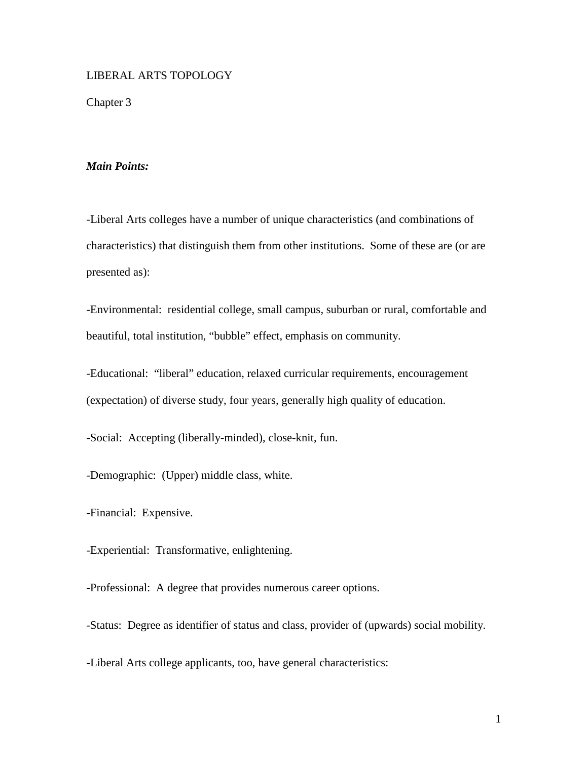LIBERAL ARTS TOPOLOGY

Chapter 3

***Main Points:***

-Liberal Arts colleges have a number of unique characteristics (and combinations of characteristics) that distinguish them from other institutions. Some of these are (or are presented as):

-Environmental: residential college, small campus, suburban or rural, comfortable and beautiful, total institution, "bubble" effect, emphasis on community.

-Educational: "liberal" education, relaxed curricular requirements, encouragement (expectation) of diverse study, four years, generally high quality of education.

-Social: Accepting (liberally-minded), close-knit, fun.

-Demographic: (Upper) middle class, white.

-Financial: Expensive.

-Experiential: Transformative, enlightening.

-Professional: A degree that provides numerous career options.

-Status: Degree as identifier of status and class, provider of (upwards) social mobility.

-Liberal Arts college applicants, too, have general characteristics: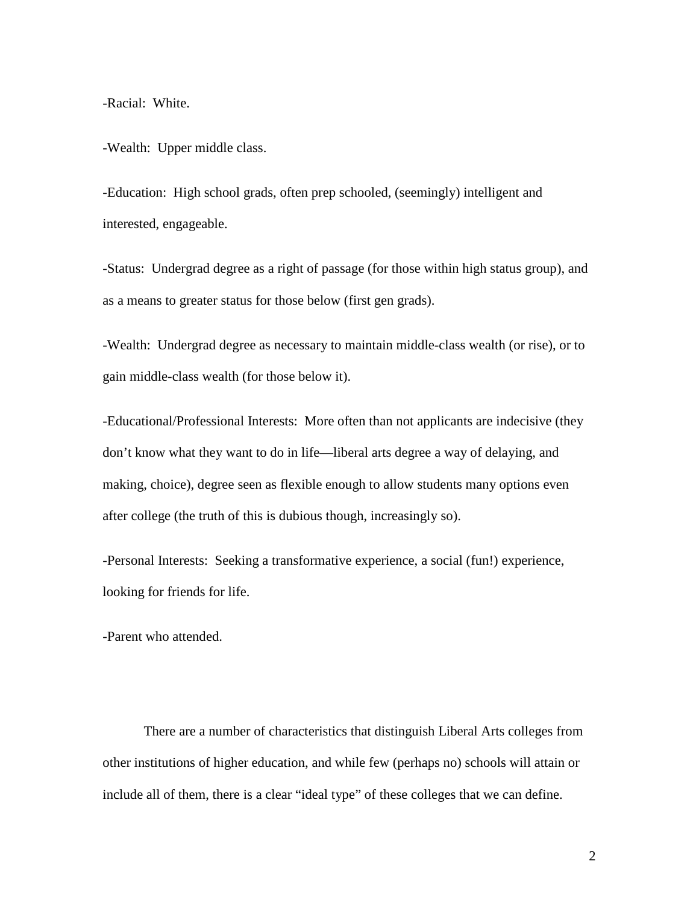-Racial: White.

-Wealth: Upper middle class.

-Education: High school grads, often prep schooled, (seemingly) intelligent and interested, engageable.

-Status: Undergrad degree as a right of passage (for those within high status group), and as a means to greater status for those below (first gen grads).

-Wealth: Undergrad degree as necessary to maintain middle-class wealth (or rise), or to gain middle-class wealth (for those below it).

-Educational/Professional Interests: More often than not applicants are indecisive (they don't know what they want to do in life—liberal arts degree a way of delaying, and making, choice), degree seen as flexible enough to allow students many options even after college (the truth of this is dubious though, increasingly so).

-Personal Interests: Seeking a transformative experience, a social (fun!) experience, looking for friends for life.

-Parent who attended.

There are a number of characteristics that distinguish Liberal Arts colleges from other institutions of higher education, and while few (perhaps no) schools will attain or include all of them, there is a clear "ideal type" of these colleges that we can define.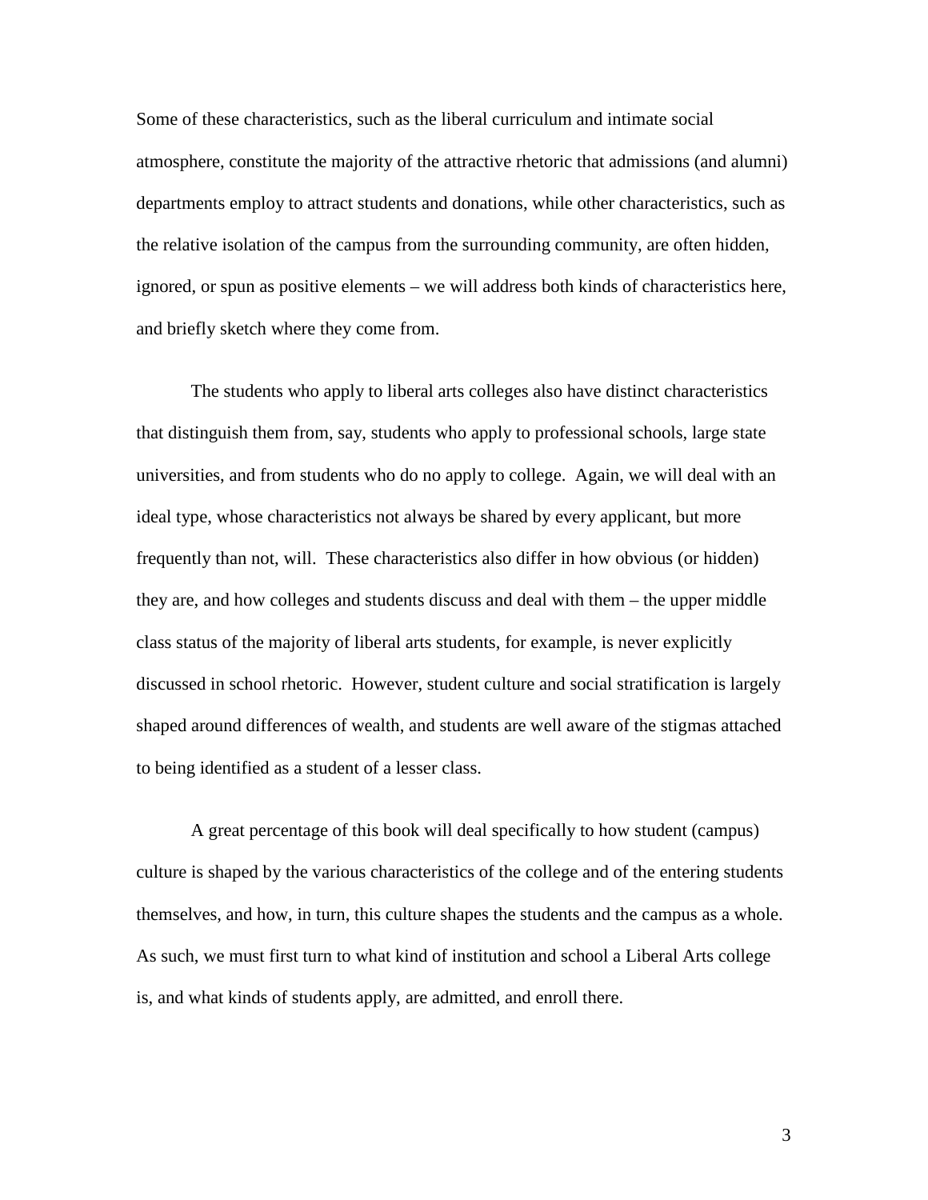Some of these characteristics, such as the liberal curriculum and intimate social atmosphere, constitute the majority of the attractive rhetoric that admissions (and alumni) departments employ to attract students and donations, while other characteristics, such as the relative isolation of the campus from the surrounding community, are often hidden, ignored, or spun as positive elements – we will address both kinds of characteristics here, and briefly sketch where they come from.

The students who apply to liberal arts colleges also have distinct characteristics that distinguish them from, say, students who apply to professional schools, large state universities, and from students who do no apply to college. Again, we will deal with an ideal type, whose characteristics not always be shared by every applicant, but more frequently than not, will. These characteristics also differ in how obvious (or hidden) they are, and how colleges and students discuss and deal with them – the upper middle class status of the majority of liberal arts students, for example, is never explicitly discussed in school rhetoric. However, student culture and social stratification is largely shaped around differences of wealth, and students are well aware of the stigmas attached to being identified as a student of a lesser class.

A great percentage of this book will deal specifically to how student (campus) culture is shaped by the various characteristics of the college and of the entering students themselves, and how, in turn, this culture shapes the students and the campus as a whole. As such, we must first turn to what kind of institution and school a Liberal Arts college is, and what kinds of students apply, are admitted, and enroll there.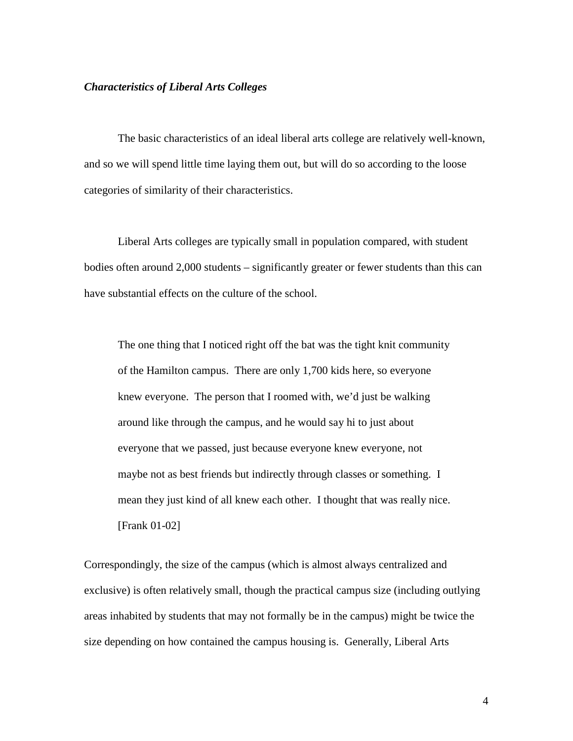***Characteristics of Liberal Arts Colleges***

The basic characteristics of an ideal liberal arts college are relatively well-known, and so we will spend little time laying them out, but will do so according to the loose categories of similarity of their characteristics.

Liberal Arts colleges are typically small in population compared, with student bodies often around 2,000 students – significantly greater or fewer students than this can have substantial effects on the culture of the school.

> The one thing that I noticed right off the bat was the tight knit community of the Hamilton campus. There are only 1,700 kids here, so everyone knew everyone. The person that I roomed with, we'd just be walking around like through the campus, and he would say hi to just about everyone that we passed, just because everyone knew everyone, not maybe not as best friends but indirectly through classes or something. I mean they just kind of all knew each other. I thought that was really nice. [Frank 01-02]

Correspondingly, the size of the campus (which is almost always centralized and exclusive) is often relatively small, though the practical campus size (including outlying areas inhabited by students that may not formally be in the campus) might be twice the size depending on how contained the campus housing is. Generally, Liberal Arts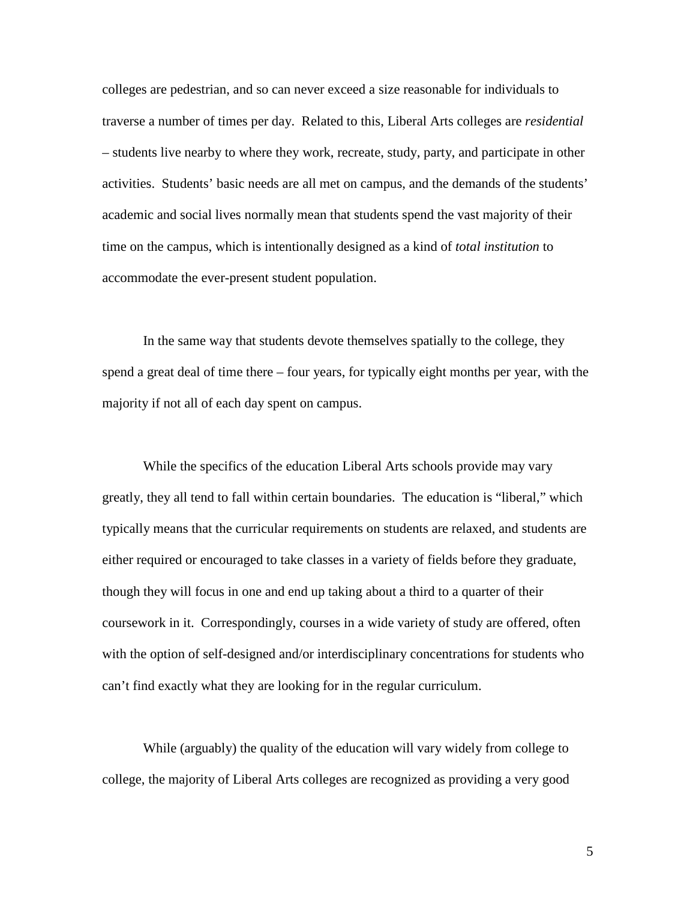colleges are pedestrian, and so can never exceed a size reasonable for individuals to traverse a number of times per day. Related to this, Liberal Arts colleges are *residential* – students live nearby to where they work, recreate, study, party, and participate in other activities. Students' basic needs are all met on campus, and the demands of the students' academic and social lives normally mean that students spend the vast majority of their time on the campus, which is intentionally designed as a kind of *total institution* to accommodate the ever-present student population.

In the same way that students devote themselves spatially to the college, they spend a great deal of time there – four years, for typically eight months per year, with the majority if not all of each day spent on campus.

While the specifics of the education Liberal Arts schools provide may vary greatly, they all tend to fall within certain boundaries. The education is "liberal," which typically means that the curricular requirements on students are relaxed, and students are either required or encouraged to take classes in a variety of fields before they graduate, though they will focus in one and end up taking about a third to a quarter of their coursework in it. Correspondingly, courses in a wide variety of study are offered, often with the option of self-designed and/or interdisciplinary concentrations for students who can't find exactly what they are looking for in the regular curriculum.

While (arguably) the quality of the education will vary widely from college to college, the majority of Liberal Arts colleges are recognized as providing a very good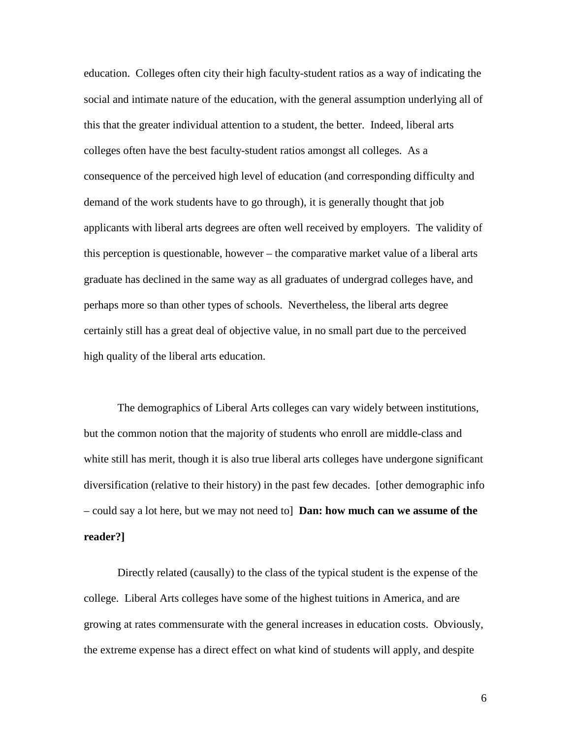education. Colleges often city their high faculty-student ratios as a way of indicating the social and intimate nature of the education, with the general assumption underlying all of this that the greater individual attention to a student, the better. Indeed, liberal arts colleges often have the best faculty-student ratios amongst all colleges. As a consequence of the perceived high level of education (and corresponding difficulty and demand of the work students have to go through), it is generally thought that job applicants with liberal arts degrees are often well received by employers. The validity of this perception is questionable, however – the comparative market value of a liberal arts graduate has declined in the same way as all graduates of undergrad colleges have, and perhaps more so than other types of schools. Nevertheless, the liberal arts degree certainly still has a great deal of objective value, in no small part due to the perceived high quality of the liberal arts education.

The demographics of Liberal Arts colleges can vary widely between institutions, but the common notion that the majority of students who enroll are middle-class and white still has merit, though it is also true liberal arts colleges have undergone significant diversification (relative to their history) in the past few decades. [other demographic info – could say a lot here, but we may not need to] **Dan: how much can we assume of the reader?]**

Directly related (causally) to the class of the typical student is the expense of the college. Liberal Arts colleges have some of the highest tuitions in America, and are growing at rates commensurate with the general increases in education costs. Obviously, the extreme expense has a direct effect on what kind of students will apply, and despite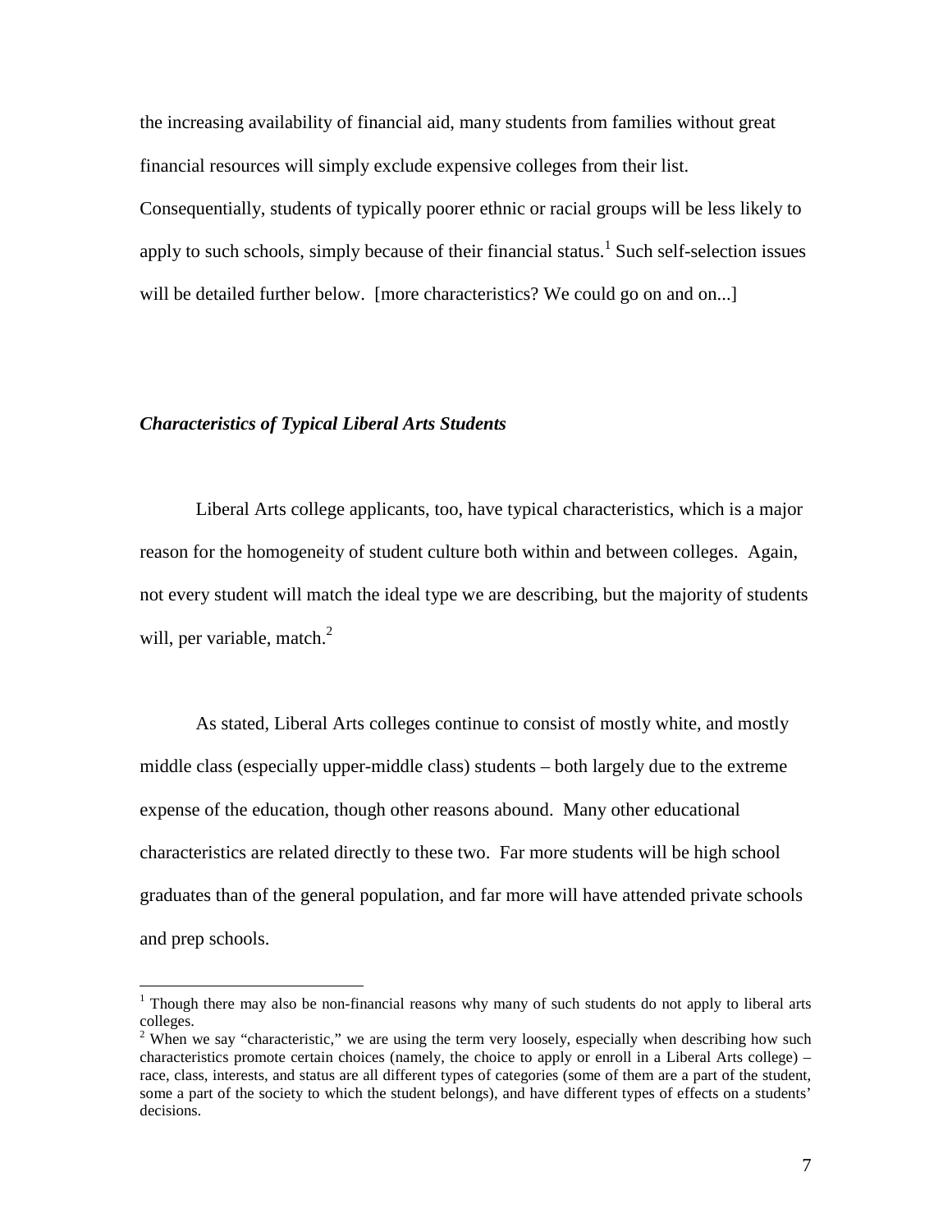the increasing availability of financial aid, many students from families without great financial resources will simply exclude expensive colleges from their list. Consequentially, students of typically poorer ethnic or racial groups will be less likely to apply to such schools, simply because of their financial status.[1] Such self-selection issues will be detailed further below. [more characteristics? We could go on and on...]

### *Characteristics of Typical Liberal Arts Students*

Liberal Arts college applicants, too, have typical characteristics, which is a major reason for the homogeneity of student culture both within and between colleges. Again, not every student will match the ideal type we are describing, but the majority of students will, per variable, match.[2]

As stated, Liberal Arts colleges continue to consist of mostly white, and mostly middle class (especially upper-middle class) students – both largely due to the extreme expense of the education, though other reasons abound. Many other educational characteristics are related directly to these two. Far more students will be high school graduates than of the general population, and far more will have attended private schools and prep schools.

---

[1] Though there may also be non-financial reasons why many of such students do not apply to liberal arts colleges.

[2] When we say "characteristic," we are using the term very loosely, especially when describing how such characteristics promote certain choices (namely, the choice to apply or enroll in a Liberal Arts college) – race, class, interests, and status are all different types of categories (some of them are a part of the student, some a part of the society to which the student belongs), and have different types of effects on a students' decisions.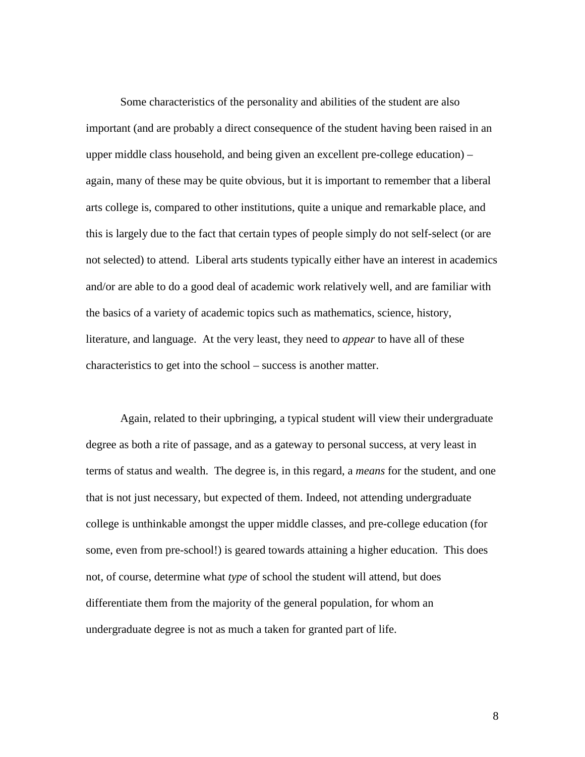Some characteristics of the personality and abilities of the student are also important (and are probably a direct consequence of the student having been raised in an upper middle class household, and being given an excellent pre-college education) – again, many of these may be quite obvious, but it is important to remember that a liberal arts college is, compared to other institutions, quite a unique and remarkable place, and this is largely due to the fact that certain types of people simply do not self-select (or are not selected) to attend. Liberal arts students typically either have an interest in academics and/or are able to do a good deal of academic work relatively well, and are familiar with the basics of a variety of academic topics such as mathematics, science, history, literature, and language. At the very least, they need to *appear* to have all of these characteristics to get into the school – success is another matter.

Again, related to their upbringing, a typical student will view their undergraduate degree as both a rite of passage, and as a gateway to personal success, at very least in terms of status and wealth. The degree is, in this regard, a *means* for the student, and one that is not just necessary, but expected of them. Indeed, not attending undergraduate college is unthinkable amongst the upper middle classes, and pre-college education (for some, even from pre-school!) is geared towards attaining a higher education. This does not, of course, determine what *type* of school the student will attend, but does differentiate them from the majority of the general population, for whom an undergraduate degree is not as much a taken for granted part of life.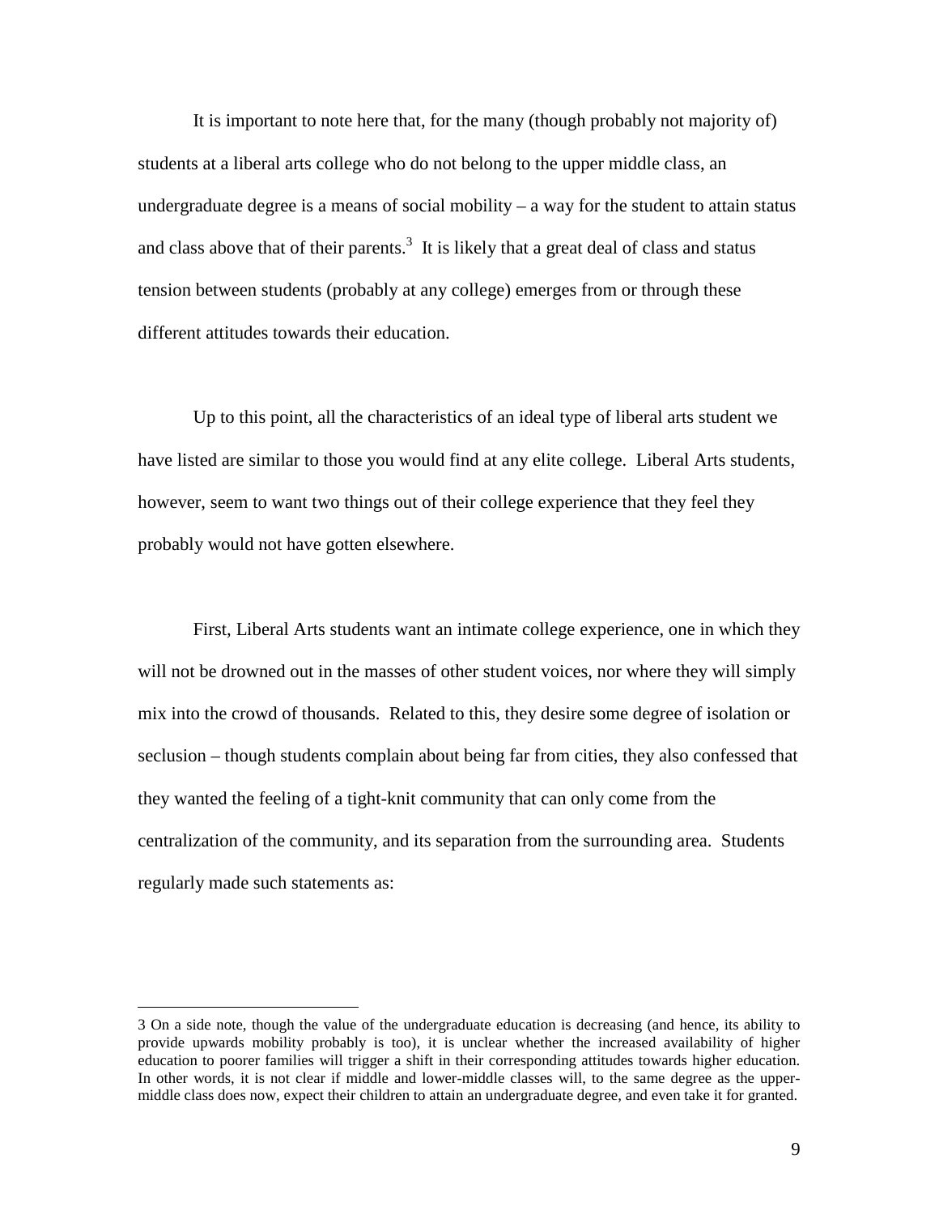It is important to note here that, for the many (though probably not majority of) students at a liberal arts college who do not belong to the upper middle class, an undergraduate degree is a means of social mobility – a way for the student to attain status and class above that of their parents.[3] It is likely that a great deal of class and status tension between students (probably at any college) emerges from or through these different attitudes towards their education.

Up to this point, all the characteristics of an ideal type of liberal arts student we have listed are similar to those you would find at any elite college. Liberal Arts students, however, seem to want two things out of their college experience that they feel they probably would not have gotten elsewhere.

First, Liberal Arts students want an intimate college experience, one in which they will not be drowned out in the masses of other student voices, nor where they will simply mix into the crowd of thousands. Related to this, they desire some degree of isolation or seclusion – though students complain about being far from cities, they also confessed that they wanted the feeling of a tight-knit community that can only come from the centralization of the community, and its separation from the surrounding area. Students regularly made such statements as:

---

3 On a side note, though the value of the undergraduate education is decreasing (and hence, its ability to provide upwards mobility probably is too), it is unclear whether the increased availability of higher education to poorer families will trigger a shift in their corresponding attitudes towards higher education. In other words, it is not clear if middle and lower-middle classes will, to the same degree as the upper-middle class does now, expect their children to attain an undergraduate degree, and even take it for granted.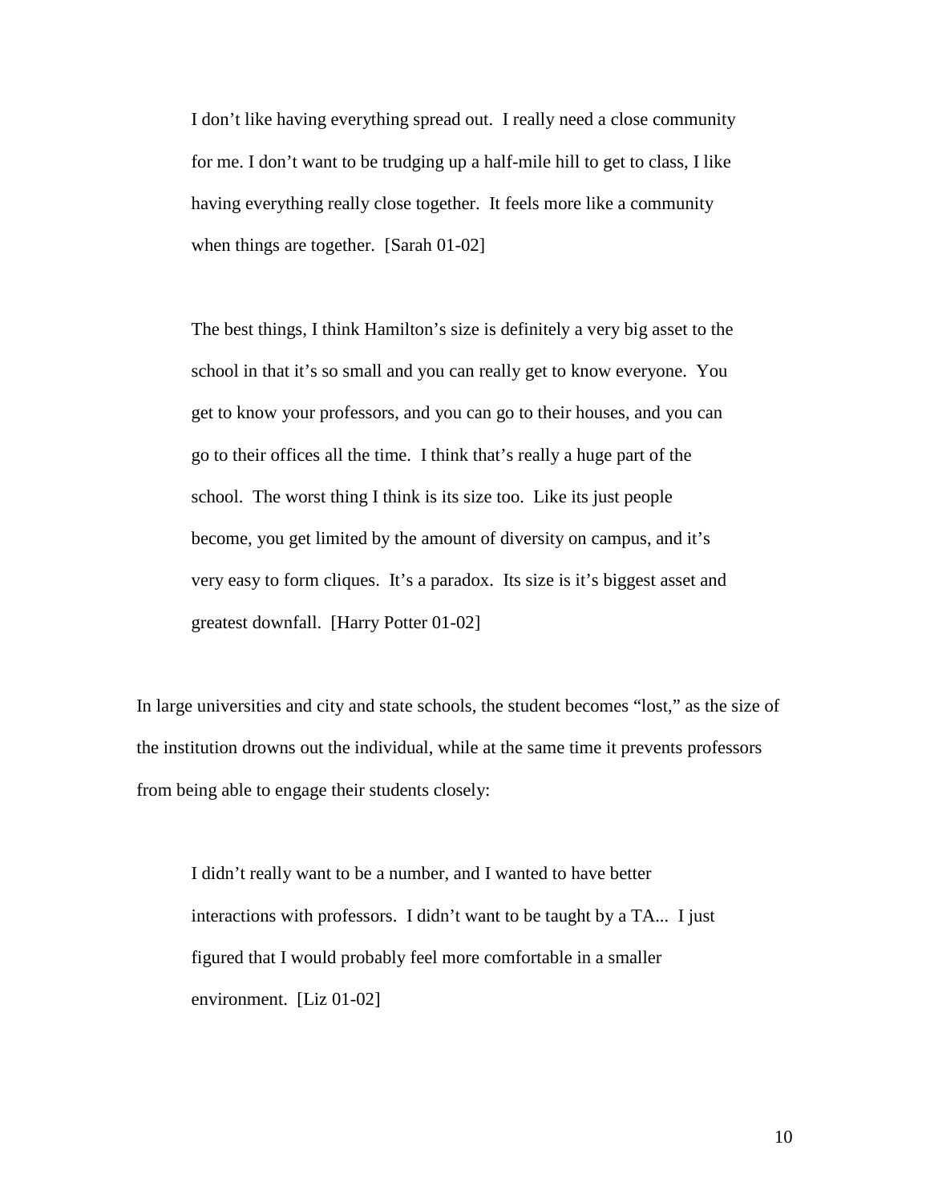> I don't like having everything spread out. I really need a close community for me. I don't want to be trudging up a half-mile hill to get to class, I like having everything really close together. It feels more like a community when things are together. [Sarah 01-02]

> The best things, I think Hamilton's size is definitely a very big asset to the school in that it's so small and you can really get to know everyone. You get to know your professors, and you can go to their houses, and you can go to their offices all the time. I think that's really a huge part of the school. The worst thing I think is its size too. Like its just people become, you get limited by the amount of diversity on campus, and it's very easy to form cliques. It's a paradox. Its size is it's biggest asset and greatest downfall. [Harry Potter 01-02]

In large universities and city and state schools, the student becomes "lost," as the size of the institution drowns out the individual, while at the same time it prevents professors from being able to engage their students closely:

> I didn't really want to be a number, and I wanted to have better interactions with professors. I didn't want to be taught by a TA... I just figured that I would probably feel more comfortable in a smaller environment. [Liz 01-02]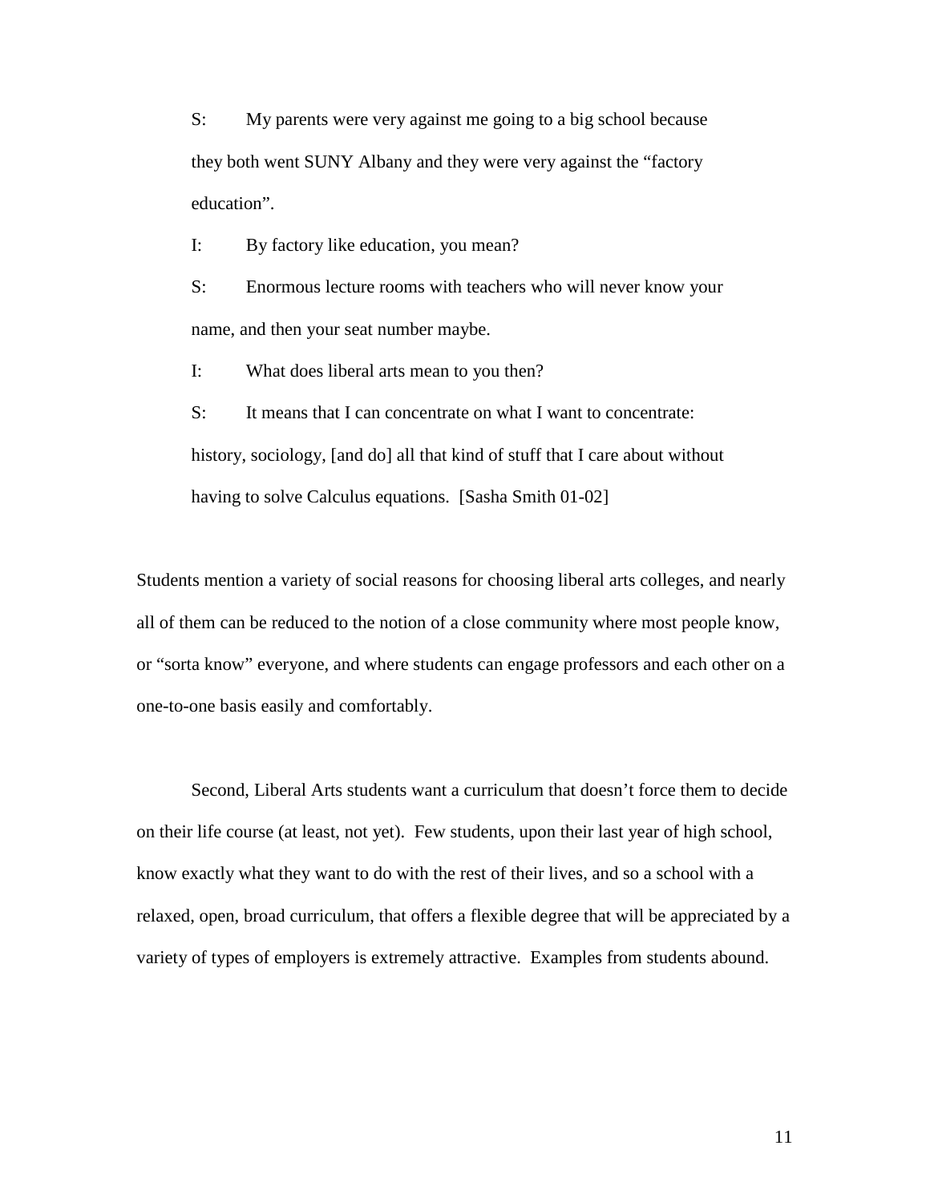> S: My parents were very against me going to a big school because they both went SUNY Albany and they were very against the "factory education".
>
> I: By factory like education, you mean?
>
> S: Enormous lecture rooms with teachers who will never know your name, and then your seat number maybe.
>
> I: What does liberal arts mean to you then?
>
> S: It means that I can concentrate on what I want to concentrate: history, sociology, [and do] all that kind of stuff that I care about without having to solve Calculus equations. [Sasha Smith 01-02]

Students mention a variety of social reasons for choosing liberal arts colleges, and nearly all of them can be reduced to the notion of a close community where most people know, or "sorta know" everyone, and where students can engage professors and each other on a one-to-one basis easily and comfortably.

Second, Liberal Arts students want a curriculum that doesn't force them to decide on their life course (at least, not yet). Few students, upon their last year of high school, know exactly what they want to do with the rest of their lives, and so a school with a relaxed, open, broad curriculum, that offers a flexible degree that will be appreciated by a variety of types of employers is extremely attractive. Examples from students abound.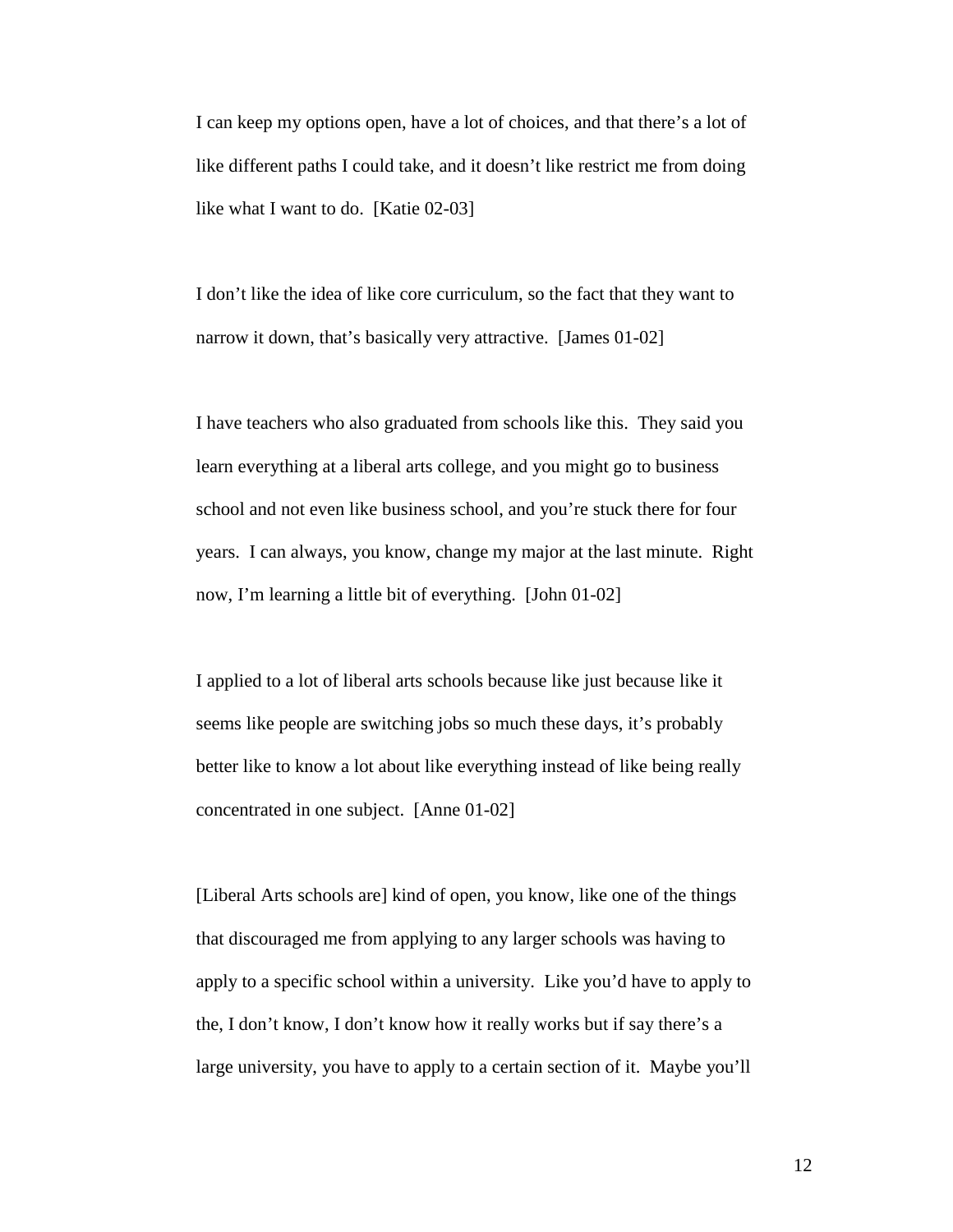I can keep my options open, have a lot of choices, and that there's a lot of like different paths I could take, and it doesn't like restrict me from doing like what I want to do. [Katie 02-03]

I don't like the idea of like core curriculum, so the fact that they want to narrow it down, that's basically very attractive. [James 01-02]

I have teachers who also graduated from schools like this. They said you learn everything at a liberal arts college, and you might go to business school and not even like business school, and you're stuck there for four years. I can always, you know, change my major at the last minute. Right now, I'm learning a little bit of everything. [John 01-02]

I applied to a lot of liberal arts schools because like just because like it seems like people are switching jobs so much these days, it's probably better like to know a lot about like everything instead of like being really concentrated in one subject. [Anne 01-02]

[Liberal Arts schools are] kind of open, you know, like one of the things that discouraged me from applying to any larger schools was having to apply to a specific school within a university. Like you'd have to apply to the, I don't know, I don't know how it really works but if say there's a large university, you have to apply to a certain section of it. Maybe you'll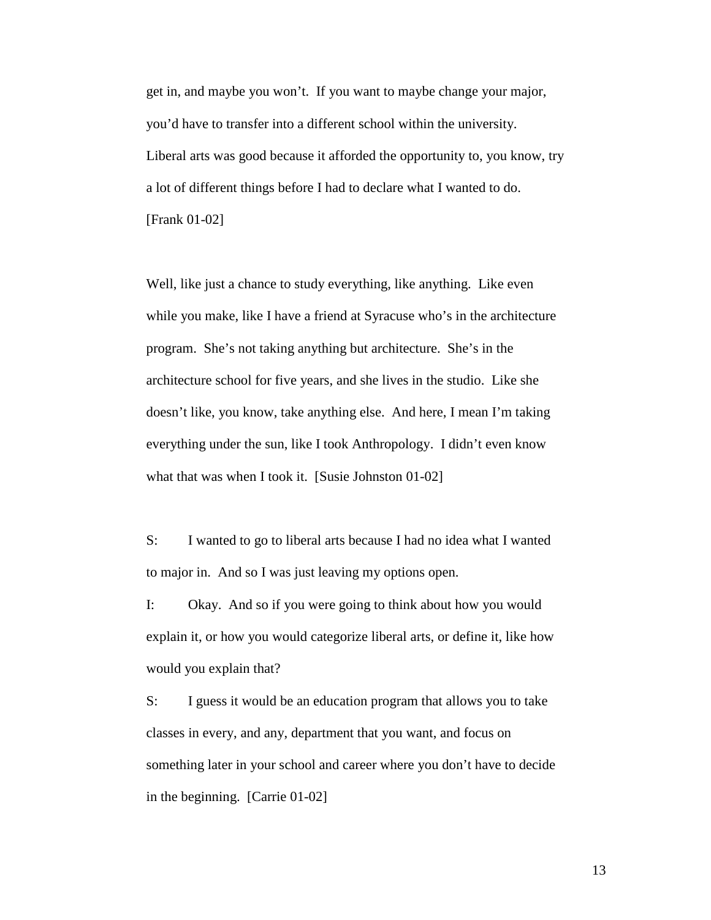get in, and maybe you won't. If you want to maybe change your major, you'd have to transfer into a different school within the university. Liberal arts was good because it afforded the opportunity to, you know, try a lot of different things before I had to declare what I wanted to do. [Frank 01-02]

Well, like just a chance to study everything, like anything. Like even while you make, like I have a friend at Syracuse who's in the architecture program. She's not taking anything but architecture. She's in the architecture school for five years, and she lives in the studio. Like she doesn't like, you know, take anything else. And here, I mean I'm taking everything under the sun, like I took Anthropology. I didn't even know what that was when I took it. [Susie Johnston 01-02]

S: I wanted to go to liberal arts because I had no idea what I wanted to major in. And so I was just leaving my options open.

I: Okay. And so if you were going to think about how you would explain it, or how you would categorize liberal arts, or define it, like how would you explain that?

S: I guess it would be an education program that allows you to take classes in every, and any, department that you want, and focus on something later in your school and career where you don't have to decide in the beginning. [Carrie 01-02]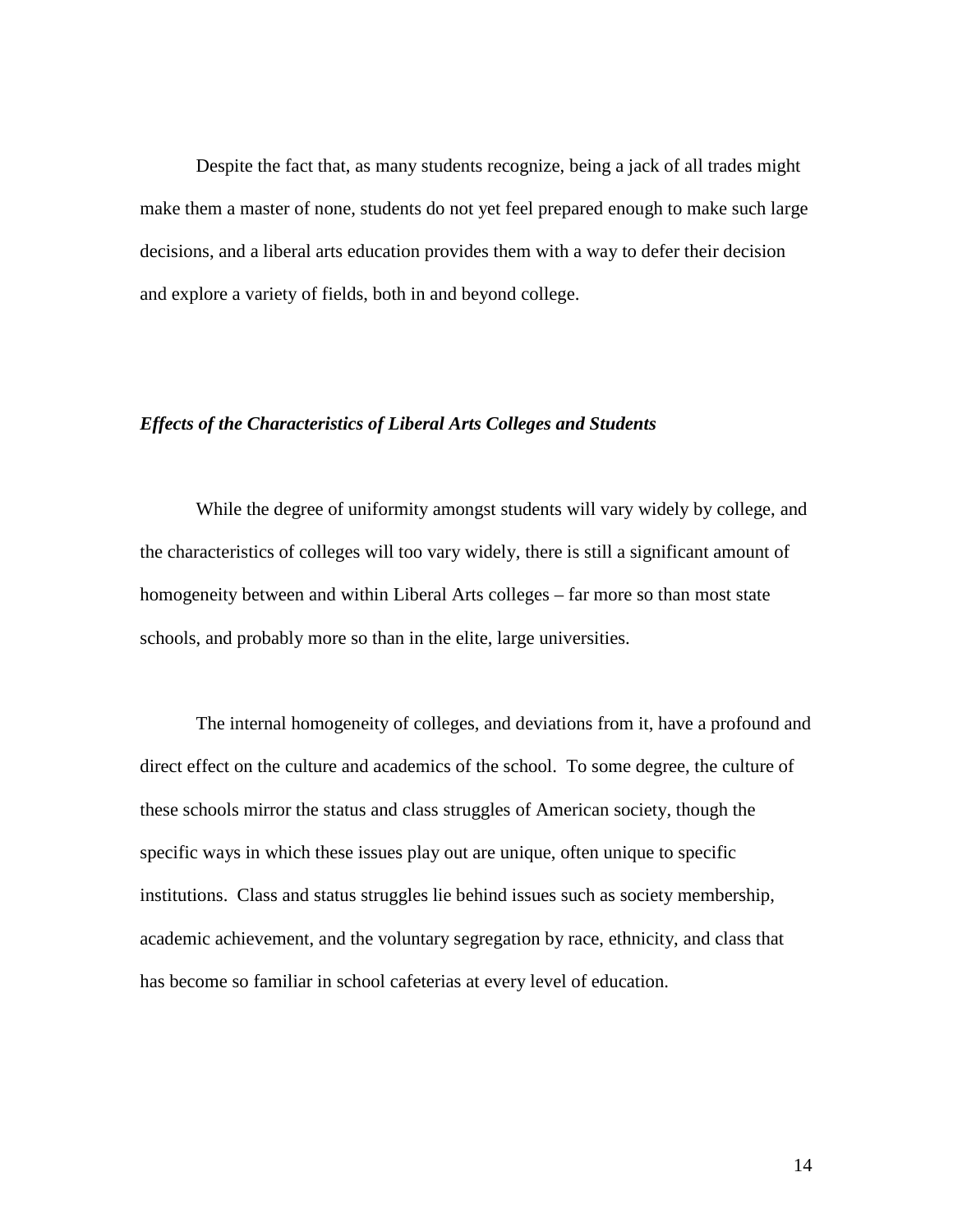Despite the fact that, as many students recognize, being a jack of all trades might make them a master of none, students do not yet feel prepared enough to make such large decisions, and a liberal arts education provides them with a way to defer their decision and explore a variety of fields, both in and beyond college.

### ***Effects of the Characteristics of Liberal Arts Colleges and Students***

While the degree of uniformity amongst students will vary widely by college, and the characteristics of colleges will too vary widely, there is still a significant amount of homogeneity between and within Liberal Arts colleges – far more so than most state schools, and probably more so than in the elite, large universities.

The internal homogeneity of colleges, and deviations from it, have a profound and direct effect on the culture and academics of the school. To some degree, the culture of these schools mirror the status and class struggles of American society, though the specific ways in which these issues play out are unique, often unique to specific institutions. Class and status struggles lie behind issues such as society membership, academic achievement, and the voluntary segregation by race, ethnicity, and class that has become so familiar in school cafeterias at every level of education.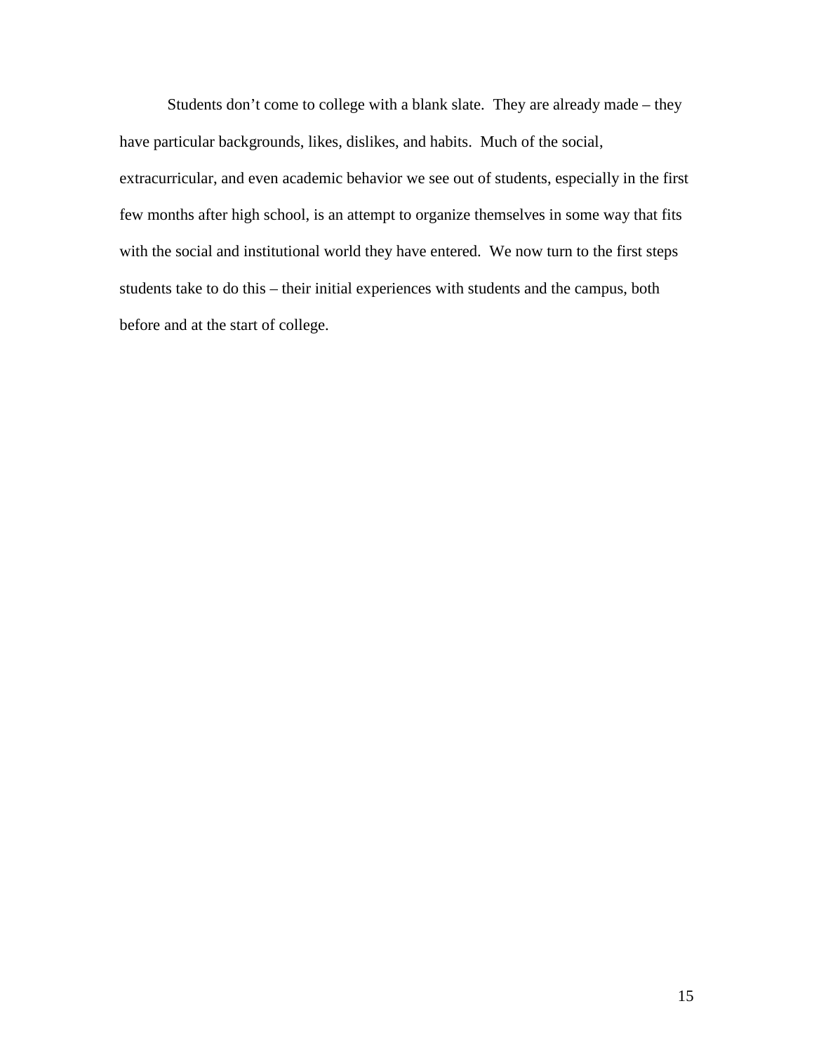Students don't come to college with a blank slate. They are already made – they have particular backgrounds, likes, dislikes, and habits. Much of the social, extracurricular, and even academic behavior we see out of students, especially in the first few months after high school, is an attempt to organize themselves in some way that fits with the social and institutional world they have entered. We now turn to the first steps students take to do this – their initial experiences with students and the campus, both before and at the start of college.